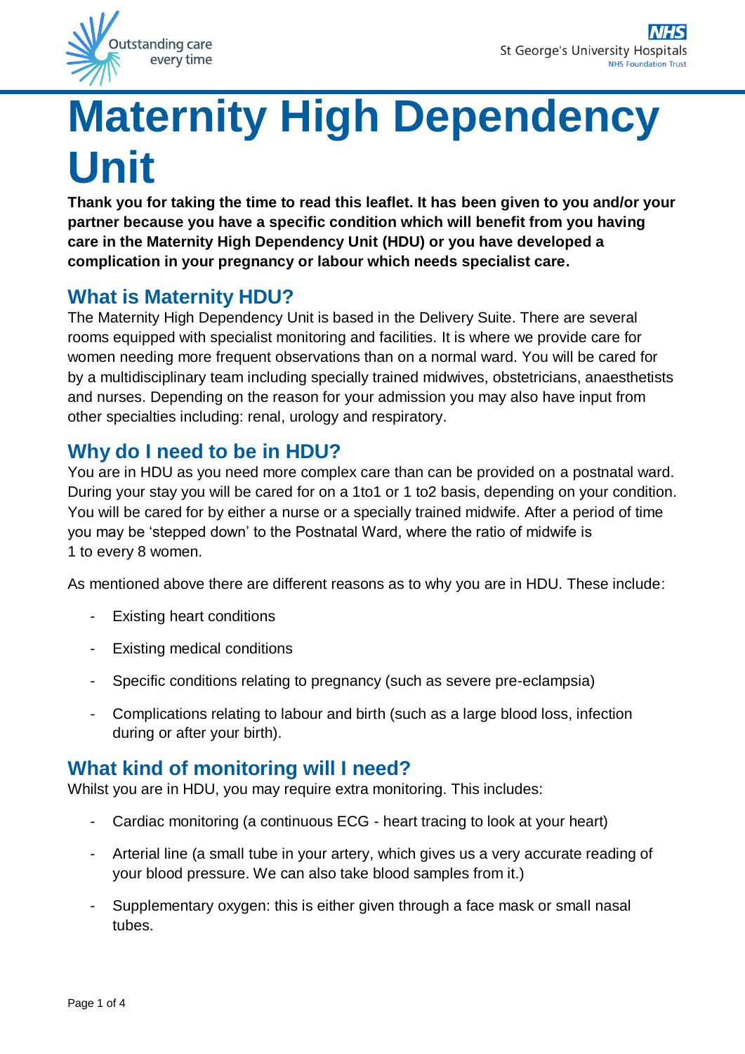# Maternity High Dependency Unit

**Thank you for taking the time to read this leaflet. It has been given to you and/or your partner because you have a specific condition which will benefit from you having care in the Maternity High Dependency Unit (HDU) or you have developed a complication in your pregnancy or labour which needs specialist care.**

## What is Maternity HDU?

The Maternity High Dependency Unit is based in the Delivery Suite. There are several rooms equipped with specialist monitoring and facilities. It is where we provide care for women needing more frequent observations than on a normal ward. You will be cared for by a multidisciplinary team including specially trained midwives, obstetricians, anaesthetists and nurses. Depending on the reason for your admission you may also have input from other specialties including: renal, urology and respiratory.

## Why do I need to be in HDU?

You are in HDU as you need more complex care than can be provided on a postnatal ward. During your stay you will be cared for on a 1to1 or 1 to2 basis, depending on your condition. You will be cared for by either a nurse or a specially trained midwife. After a period of time you may be 'stepped down' to the Postnatal Ward, where the ratio of midwife is 1 to every 8 women.

As mentioned above there are different reasons as to why you are in HDU. These include:

- Existing heart conditions
- Existing medical conditions
- Specific conditions relating to pregnancy (such as severe pre-eclampsia)
- Complications relating to labour and birth (such as a large blood loss, infection during or after your birth).

## What kind of monitoring will I need?

Whilst you are in HDU, you may require extra monitoring. This includes:

- Cardiac monitoring (a continuous ECG - heart tracing to look at your heart)
- Arterial line (a small tube in your artery, which gives us a very accurate reading of your blood pressure. We can also take blood samples from it.)
- Supplementary oxygen: this is either given through a face mask or small nasal tubes.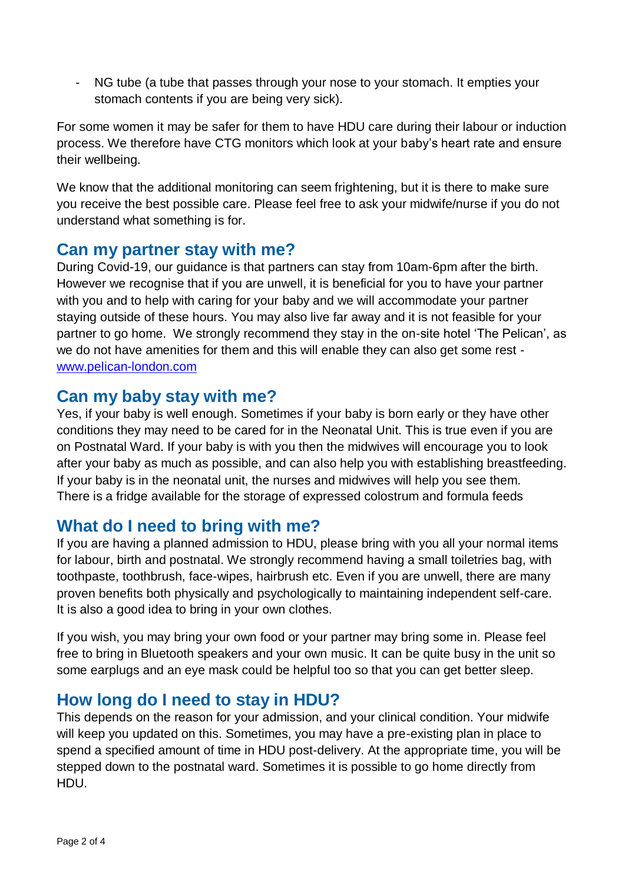- NG tube (a tube that passes through your nose to your stomach. It empties your stomach contents if you are being very sick).

For some women it may be safer for them to have HDU care during their labour or induction process. We therefore have CTG monitors which look at your baby's heart rate and ensure their wellbeing.

We know that the additional monitoring can seem frightening, but it is there to make sure you receive the best possible care. Please feel free to ask your midwife/nurse if you do not understand what something is for.

## Can my partner stay with me?

During Covid-19, our guidance is that partners can stay from 10am-6pm after the birth. However we recognise that if you are unwell, it is beneficial for you to have your partner with you and to help with caring for your baby and we will accommodate your partner staying outside of these hours. You may also live far away and it is not feasible for your partner to go home. We strongly recommend they stay in the on-site hotel 'The Pelican', as we do not have amenities for them and this will enable they can also get some rest - [www.pelican-london.com](http://www.pelican-london.com)

## Can my baby stay with me?

Yes, if your baby is well enough. Sometimes if your baby is born early or they have other conditions they may need to be cared for in the Neonatal Unit. This is true even if you are on Postnatal Ward. If your baby is with you then the midwives will encourage you to look after your baby as much as possible, and can also help you with establishing breastfeeding. If your baby is in the neonatal unit, the nurses and midwives will help you see them. There is a fridge available for the storage of expressed colostrum and formula feeds

## What do I need to bring with me?

If you are having a planned admission to HDU, please bring with you all your normal items for labour, birth and postnatal. We strongly recommend having a small toiletries bag, with toothpaste, toothbrush, face-wipes, hairbrush etc. Even if you are unwell, there are many proven benefits both physically and psychologically to maintaining independent self-care. It is also a good idea to bring in your own clothes.

If you wish, you may bring your own food or your partner may bring some in. Please feel free to bring in Bluetooth speakers and your own music. It can be quite busy in the unit so some earplugs and an eye mask could be helpful too so that you can get better sleep.

## How long do I need to stay in HDU?

This depends on the reason for your admission, and your clinical condition. Your midwife will keep you updated on this. Sometimes, you may have a pre-existing plan in place to spend a specified amount of time in HDU post-delivery. At the appropriate time, you will be stepped down to the postnatal ward. Sometimes it is possible to go home directly from HDU.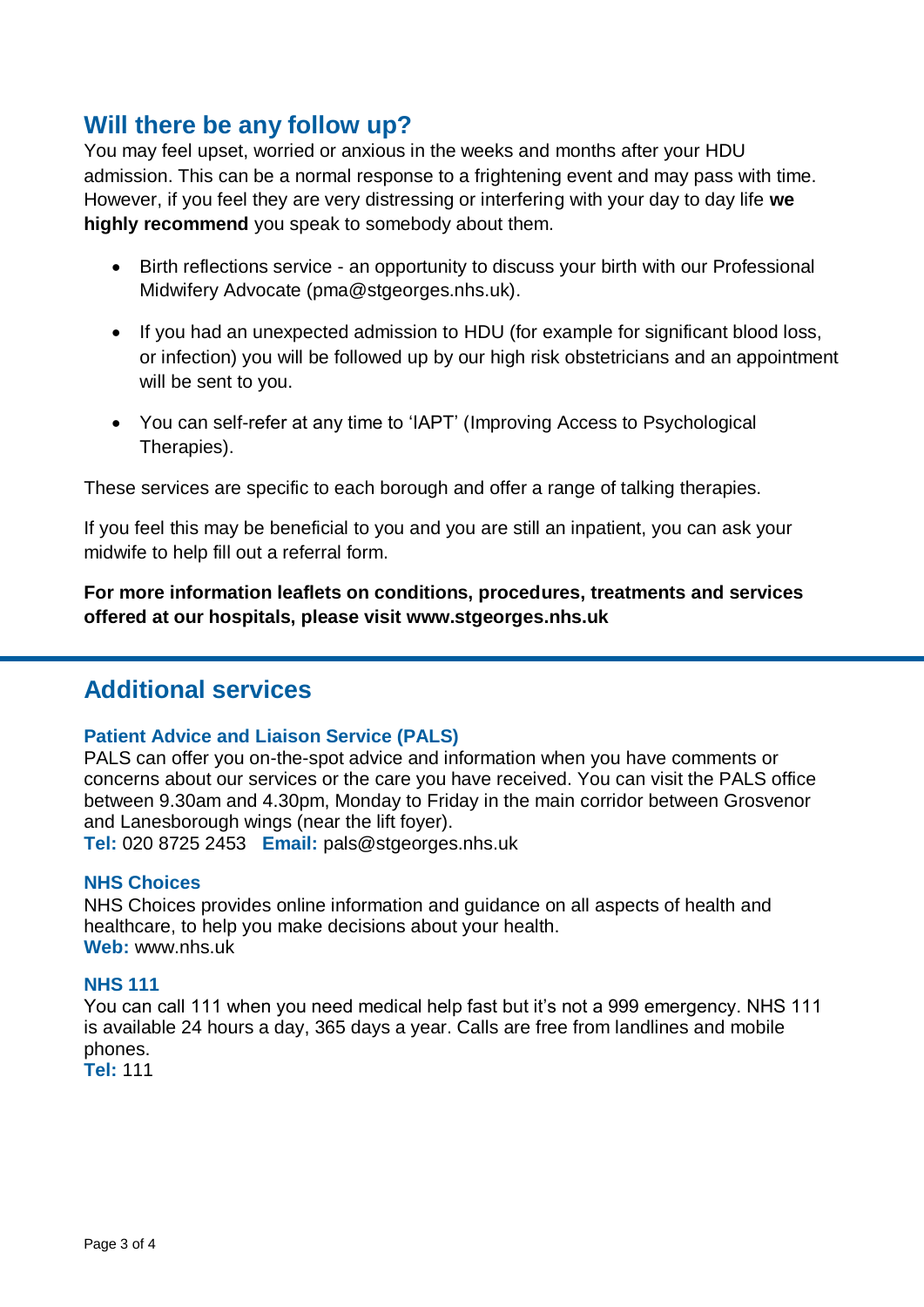## Will there be any follow up?

You may feel upset, worried or anxious in the weeks and months after your HDU admission. This can be a normal response to a frightening event and may pass with time. However, if you feel they are very distressing or interfering with your day to day life **we highly recommend** you speak to somebody about them.

- Birth reflections service - an opportunity to discuss your birth with our Professional Midwifery Advocate (pma@stgeorges.nhs.uk).
- If you had an unexpected admission to HDU (for example for significant blood loss, or infection) you will be followed up by our high risk obstetricians and an appointment will be sent to you.
- You can self-refer at any time to 'IAPT' (Improving Access to Psychological Therapies).

These services are specific to each borough and offer a range of talking therapies.

If you feel this may be beneficial to you and you are still an inpatient, you can ask your midwife to help fill out a referral form.

**For more information leaflets on conditions, procedures, treatments and services offered at our hospitals, please visit www.stgeorges.nhs.uk**

## Additional services

### Patient Advice and Liaison Service (PALS)

PALS can offer you on-the-spot advice and information when you have comments or concerns about our services or the care you have received. You can visit the PALS office between 9.30am and 4.30pm, Monday to Friday in the main corridor between Grosvenor and Lanesborough wings (near the lift foyer).
**Tel:** 020 8725 2453 **Email:** pals@stgeorges.nhs.uk

### NHS Choices

NHS Choices provides online information and guidance on all aspects of health and healthcare, to help you make decisions about your health.
**Web:** www.nhs.uk

### NHS 111

You can call 111 when you need medical help fast but it's not a 999 emergency. NHS 111 is available 24 hours a day, 365 days a year. Calls are free from landlines and mobile phones.
**Tel:** 111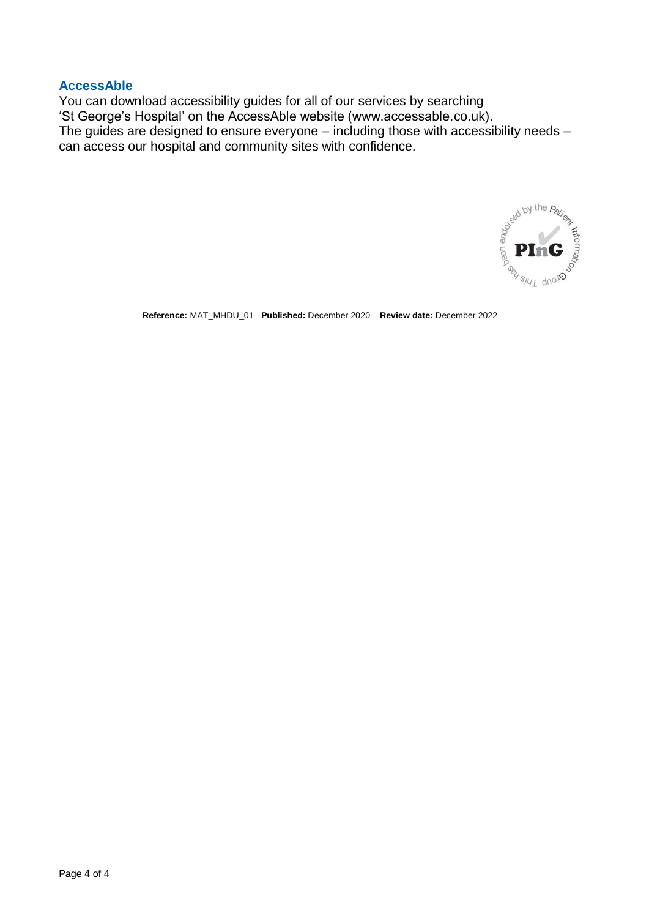### AccessAble

You can download accessibility guides for all of our services by searching 'St George's Hospital' on the AccessAble website (www.accessable.co.uk).
The guides are designed to ensure everyone – including those with accessibility needs – can access our hospital and community sites with confidence.

**Reference:** MAT_MHDU_01 **Published:** December 2020 **Review date:** December 2022